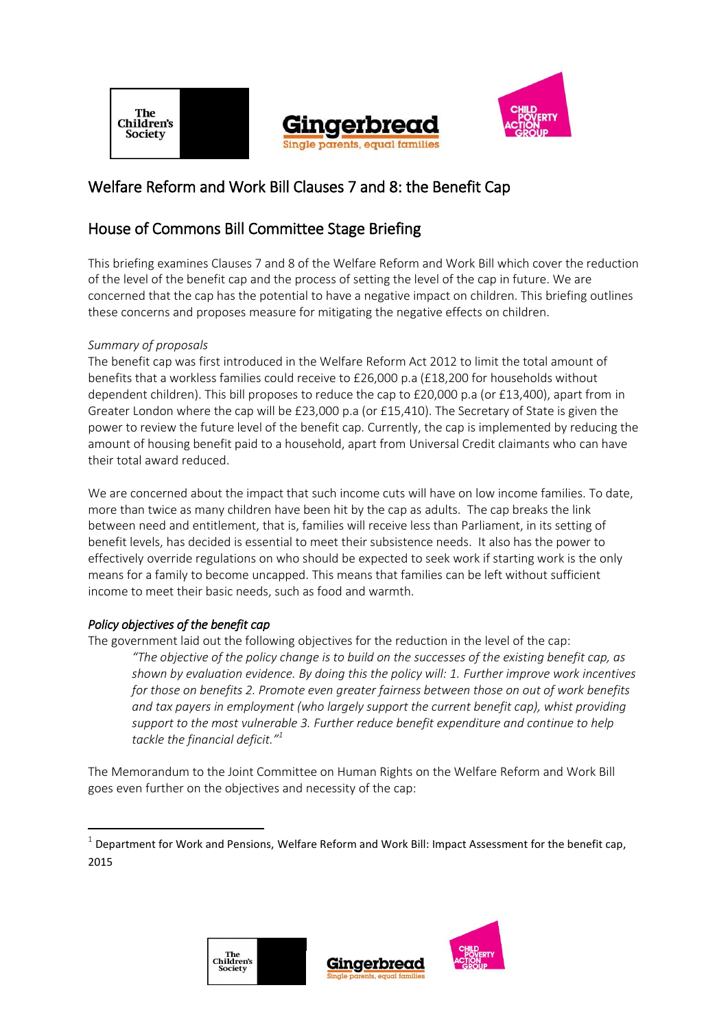# Welfare Reform and Work Bill Clauses 7 and 8: the Benefit Cap

## House of Commons Bill Committee Stage Briefing

This briefing examines Clauses 7 and 8 of the Welfare Reform and Work Bill which cover the reduction of the level of the benefit cap and the process of setting the level of the cap in future. We are concerned that the cap has the potential to have a negative impact on children. This briefing outlines these concerns and proposes measure for mitigating the negative effects on children.

*Summary of proposals*

The benefit cap was first introduced in the Welfare Reform Act 2012 to limit the total amount of benefits that a workless families could receive to £26,000 p.a (£18,200 for households without dependent children). This bill proposes to reduce the cap to £20,000 p.a (or £13,400), apart from in Greater London where the cap will be £23,000 p.a (or £15,410). The Secretary of State is given the power to review the future level of the benefit cap. Currently, the cap is implemented by reducing the amount of housing benefit paid to a household, apart from Universal Credit claimants who can have their total award reduced.

We are concerned about the impact that such income cuts will have on low income families. To date, more than twice as many children have been hit by the cap as adults. The cap breaks the link between need and entitlement, that is, families will receive less than Parliament, in its setting of benefit levels, has decided is essential to meet their subsistence needs. It also has the power to effectively override regulations on who should be expected to seek work if starting work is the only means for a family to become uncapped. This means that families can be left without sufficient income to meet their basic needs, such as food and warmth.

### *Policy objectives of the benefit cap*

The government laid out the following objectives for the reduction in the level of the cap:

> *"The objective of the policy change is to build on the successes of the existing benefit cap, as shown by evaluation evidence. By doing this the policy will: 1. Further improve work incentives for those on benefits 2. Promote even greater fairness between those on out of work benefits and tax payers in employment (who largely support the current benefit cap), whist providing support to the most vulnerable 3. Further reduce benefit expenditure and continue to help tackle the financial deficit."*[1]

The Memorandum to the Joint Committee on Human Rights on the Welfare Reform and Work Bill goes even further on the objectives and necessity of the cap:

[1] Department for Work and Pensions, Welfare Reform and Work Bill: Impact Assessment for the benefit cap, 2015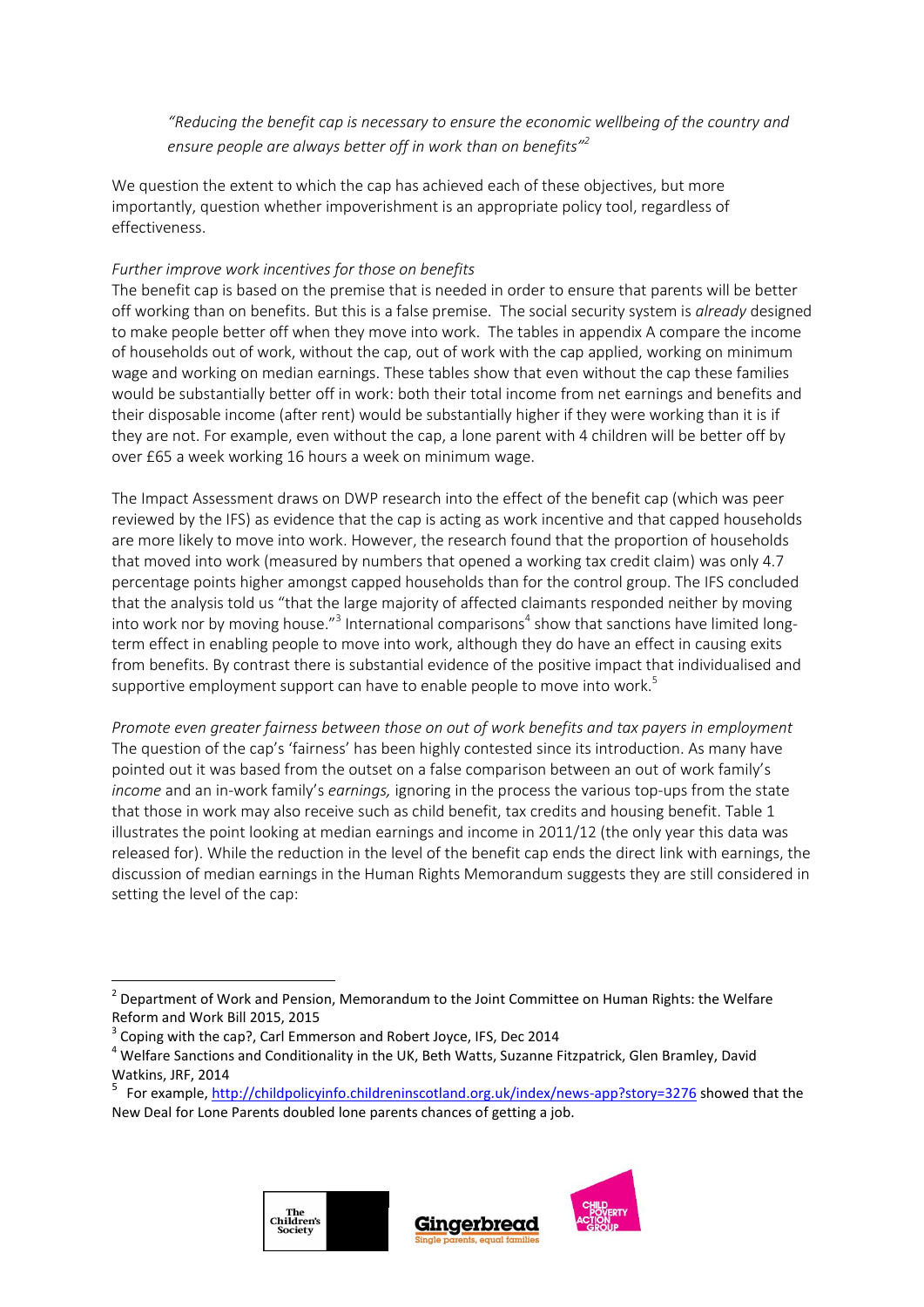*"Reducing the benefit cap is necessary to ensure the economic wellbeing of the country and ensure people are always better off in work than on benefits"*[2]

We question the extent to which the cap has achieved each of these objectives, but more importantly, question whether impoverishment is an appropriate policy tool, regardless of effectiveness.

*Further improve work incentives for those on benefits*

The benefit cap is based on the premise that is needed in order to ensure that parents will be better off working than on benefits. But this is a false premise. The social security system is *already* designed to make people better off when they move into work. The tables in appendix A compare the income of households out of work, without the cap, out of work with the cap applied, working on minimum wage and working on median earnings. These tables show that even without the cap these families would be substantially better off in work: both their total income from net earnings and benefits and their disposable income (after rent) would be substantially higher if they were working than it is if they are not. For example, even without the cap, a lone parent with 4 children will be better off by over £65 a week working 16 hours a week on minimum wage.

The Impact Assessment draws on DWP research into the effect of the benefit cap (which was peer reviewed by the IFS) as evidence that the cap is acting as work incentive and that capped households are more likely to move into work. However, the research found that the proportion of households that moved into work (measured by numbers that opened a working tax credit claim) was only 4.7 percentage points higher amongst capped households than for the control group. The IFS concluded that the analysis told us "that the large majority of affected claimants responded neither by moving into work nor by moving house."[3] International comparisons[4] show that sanctions have limited long-term effect in enabling people to move into work, although they do have an effect in causing exits from benefits. By contrast there is substantial evidence of the positive impact that individualised and supportive employment support can have to enable people to move into work.[5]

*Promote even greater fairness between those on out of work benefits and tax payers in employment*

The question of the cap's 'fairness' has been highly contested since its introduction. As many have pointed out it was based from the outset on a false comparison between an out of work family's *income* and an in-work family's *earnings,* ignoring in the process the various top-ups from the state that those in work may also receive such as child benefit, tax credits and housing benefit. Table 1 illustrates the point looking at median earnings and income in 2011/12 (the only year this data was released for). While the reduction in the level of the benefit cap ends the direct link with earnings, the discussion of median earnings in the Human Rights Memorandum suggests they are still considered in setting the level of the cap:

---

[2] Department of Work and Pension, Memorandum to the Joint Committee on Human Rights: the Welfare Reform and Work Bill 2015, 2015

[3] Coping with the cap?, Carl Emmerson and Robert Joyce, IFS, Dec 2014

[4] Welfare Sanctions and Conditionality in the UK, Beth Watts, Suzanne Fitzpatrick, Glen Bramley, David Watkins, JRF, 2014

[5] For example, http://childpolicyinfo.childreninscotland.org.uk/index/news-app?story=3276 showed that the New Deal for Lone Parents doubled lone parents chances of getting a job.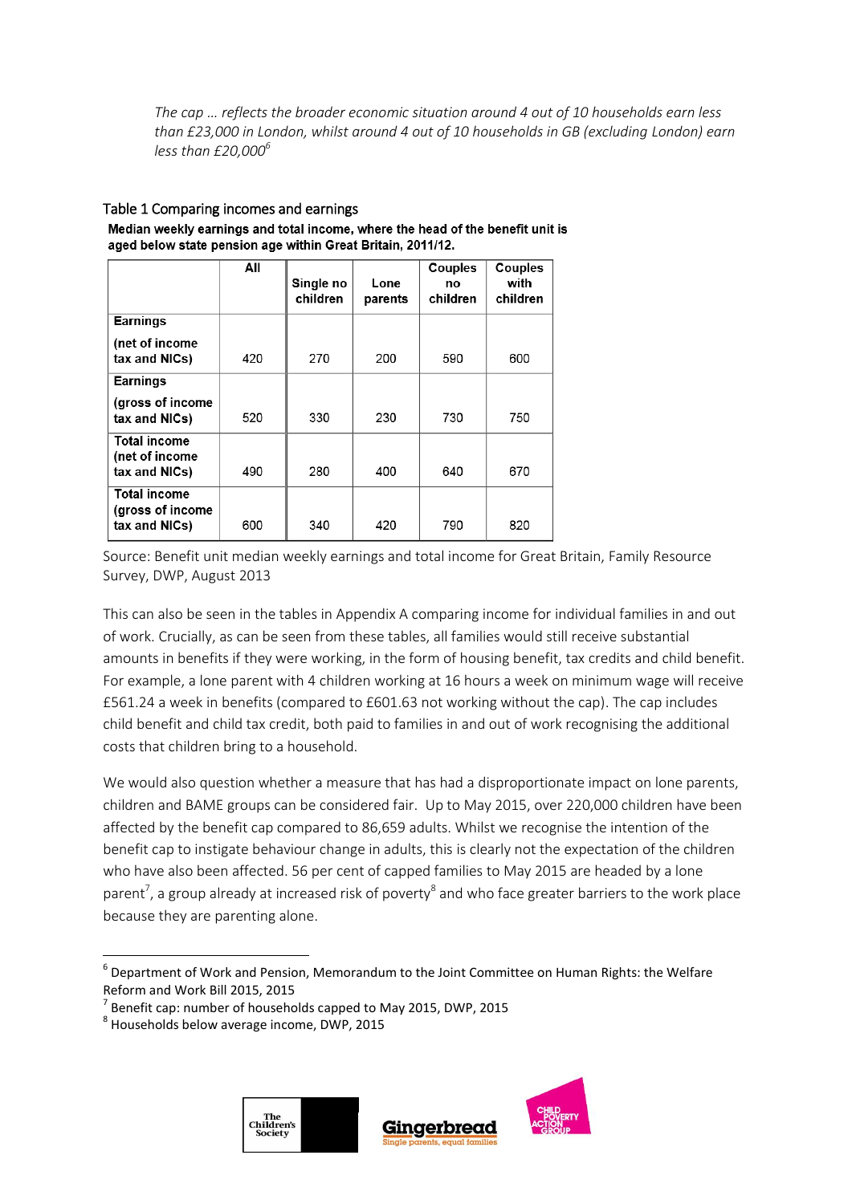*The cap … reflects the broader economic situation around 4 out of 10 households earn less than £23,000 in London, whilst around 4 out of 10 households in GB (excluding London) earn less than £20,000*[6]

### Table 1 Comparing incomes and earnings

**Median weekly earnings and total income, where the head of the benefit unit is aged below state pension age within Great Britain, 2011/12.**

| | All | Single no children | Lone parents | Couples no children | Couples with children |
|---|---|---|---|---|---|
| **Earnings (net of income tax and NICs)** | 420 | 270 | 200 | 590 | 600 |
| **Earnings (gross of income tax and NICs)** | 520 | 330 | 230 | 730 | 750 |
| **Total income (net of income tax and NICs)** | 490 | 280 | 400 | 640 | 670 |
| **Total income (gross of income tax and NICs)** | 600 | 340 | 420 | 790 | 820 |

Source: Benefit unit median weekly earnings and total income for Great Britain, Family Resource Survey, DWP, August 2013

This can also be seen in the tables in Appendix A comparing income for individual families in and out of work. Crucially, as can be seen from these tables, all families would still receive substantial amounts in benefits if they were working, in the form of housing benefit, tax credits and child benefit. For example, a lone parent with 4 children working at 16 hours a week on minimum wage will receive £561.24 a week in benefits (compared to £601.63 not working without the cap). The cap includes child benefit and child tax credit, both paid to families in and out of work recognising the additional costs that children bring to a household.

We would also question whether a measure that has had a disproportionate impact on lone parents, children and BAME groups can be considered fair. Up to May 2015, over 220,000 children have been affected by the benefit cap compared to 86,659 adults. Whilst we recognise the intention of the benefit cap to instigate behaviour change in adults, this is clearly not the expectation of the children who have also been affected. 56 per cent of capped families to May 2015 are headed by a lone parent[7], a group already at increased risk of poverty[8] and who face greater barriers to the work place because they are parenting alone.

---

[6] Department of Work and Pension, Memorandum to the Joint Committee on Human Rights: the Welfare Reform and Work Bill 2015, 2015

[7] Benefit cap: number of households capped to May 2015, DWP, 2015

[8] Households below average income, DWP, 2015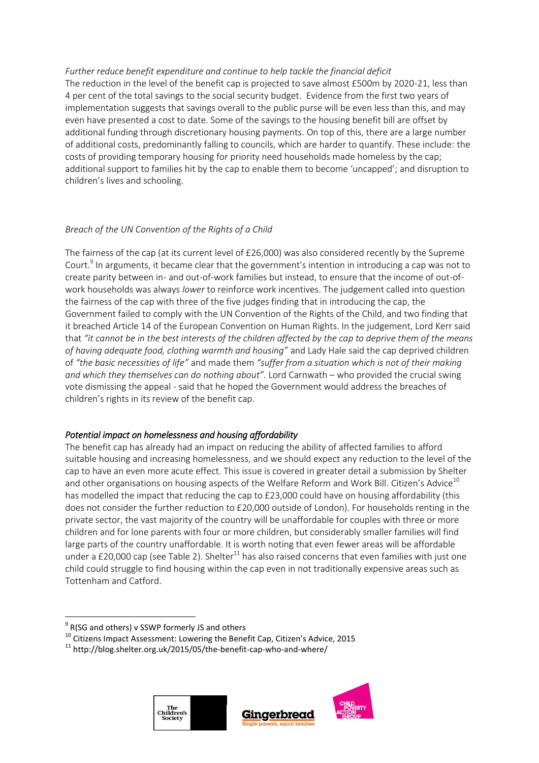*Further reduce benefit expenditure and continue to help tackle the financial deficit*

The reduction in the level of the benefit cap is projected to save almost £500m by 2020-21, less than 4 per cent of the total savings to the social security budget. Evidence from the first two years of implementation suggests that savings overall to the public purse will be even less than this, and may even have presented a cost to date. Some of the savings to the housing benefit bill are offset by additional funding through discretionary housing payments. On top of this, there are a large number of additional costs, predominantly falling to councils, which are harder to quantify. These include: the costs of providing temporary housing for priority need households made homeless by the cap; additional support to families hit by the cap to enable them to become 'uncapped'; and disruption to children's lives and schooling.

*Breach of the UN Convention of the Rights of a Child*

The fairness of the cap (at its current level of £26,000) was also considered recently by the Supreme Court.[9] In arguments, it became clear that the government's intention in introducing a cap was not to create parity between in- and out-of-work families but instead, to ensure that the income of out-of-work households was always *lower* to reinforce work incentives. The judgement called into question the fairness of the cap with three of the five judges finding that in introducing the cap, the Government failed to comply with the UN Convention of the Rights of the Child, and two finding that it breached Article 14 of the European Convention on Human Rights. In the judgement, Lord Kerr said that *"it cannot be in the best interests of the children affected by the cap to deprive them of the means of having adequate food, clothing warmth and housing"* and Lady Hale said the cap deprived children of *"the basic necessities of life"* and made them *"suffer from a situation which is not of their making and which they themselves can do nothing about".* Lord Carnwath – who provided the crucial swing vote dismissing the appeal - said that he hoped the Government would address the breaches of children's rights in its review of the benefit cap.

***Potential impact on homelessness and housing affordability***

The benefit cap has already had an impact on reducing the ability of affected families to afford suitable housing and increasing homelessness, and we should expect any reduction to the level of the cap to have an even more acute effect. This issue is covered in greater detail a submission by Shelter and other organisations on housing aspects of the Welfare Reform and Work Bill. Citizen's Advice[10] has modelled the impact that reducing the cap to £23,000 could have on housing affordability (this does not consider the further reduction to £20,000 outside of London). For households renting in the private sector, the vast majority of the country will be unaffordable for couples with three or more children and for lone parents with four or more children, but considerably smaller families will find large parts of the country unaffordable. It is worth noting that even fewer areas will be affordable under a £20,000 cap (see Table 2). Shelter[11] has also raised concerns that even families with just one child could struggle to find housing within the cap even in not traditionally expensive areas such as Tottenham and Catford.

---

[9] R(SG and others) v SSWP formerly JS and others

[10] Citizens Impact Assessment: Lowering the Benefit Cap, Citizen's Advice, 2015

[11] http://blog.shelter.org.uk/2015/05/the-benefit-cap-who-and-where/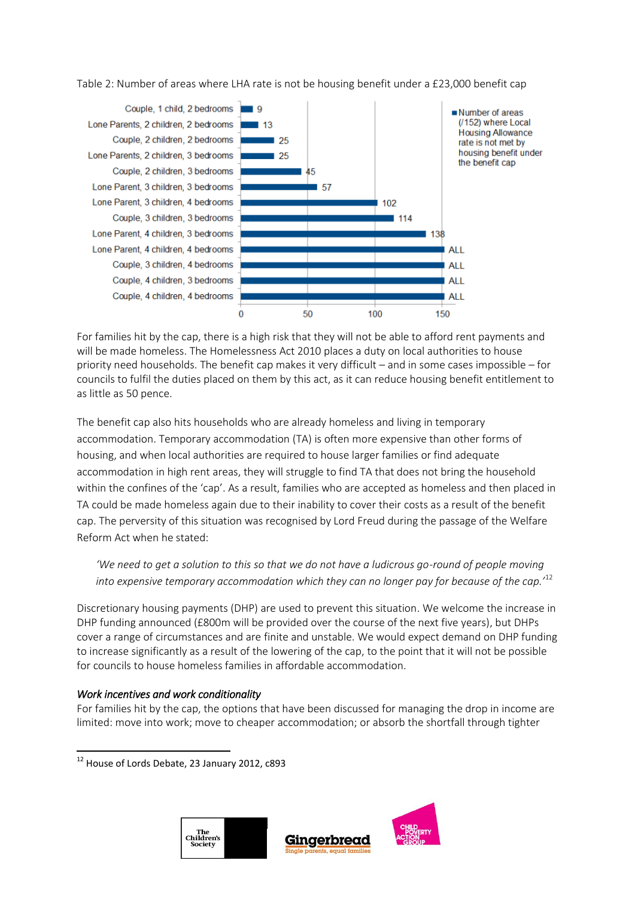Table 2: Number of areas where LHA rate is not be housing benefit under a £23,000 benefit cap

| Household | Number of areas (/152) where Local Housing Allowance rate is not met by housing benefit under the benefit cap |
| --- | --- |
| Couple, 1 child, 2 bedrooms | 9 |
| Lone Parents, 2 children, 2 bedrooms | 13 |
| Couple, 2 children, 2 bedrooms | 25 |
| Lone Parents, 2 children, 3 bedrooms | 25 |
| Couple, 2 children, 3 bedrooms | 45 |
| Lone Parent, 3 children, 3 bedrooms | 57 |
| Lone Parent, 3 children, 4 bedrooms | 102 |
| Couple, 3 children, 3 bedrooms | 114 |
| Lone Parent, 4 children, 3 bedrooms | 138 |
| Lone Parent, 4 children, 4 bedrooms | ALL |
| Couple, 3 children, 4 bedrooms | ALL |
| Couple, 4 children, 3 bedrooms | ALL |
| Couple, 4 children, 4 bedrooms | ALL |

For families hit by the cap, there is a high risk that they will not be able to afford rent payments and will be made homeless. The Homelessness Act 2010 places a duty on local authorities to house priority need households. The benefit cap makes it very difficult – and in some cases impossible – for councils to fulfil the duties placed on them by this act, as it can reduce housing benefit entitlement to as little as 50 pence.

The benefit cap also hits households who are already homeless and living in temporary accommodation. Temporary accommodation (TA) is often more expensive than other forms of housing, and when local authorities are required to house larger families or find adequate accommodation in high rent areas, they will struggle to find TA that does not bring the household within the confines of the 'cap'. As a result, families who are accepted as homeless and then placed in TA could be made homeless again due to their inability to cover their costs as a result of the benefit cap. The perversity of this situation was recognised by Lord Freud during the passage of the Welfare Reform Act when he stated:

> *'We need to get a solution to this so that we do not have a ludicrous go-round of people moving into expensive temporary accommodation which they can no longer pay for because of the cap.'*[12]

Discretionary housing payments (DHP) are used to prevent this situation. We welcome the increase in DHP funding announced (£800m will be provided over the course of the next five years), but DHPs cover a range of circumstances and are finite and unstable. We would expect demand on DHP funding to increase significantly as a result of the lowering of the cap, to the point that it will not be possible for councils to house homeless families in affordable accommodation.

*Work incentives and work conditionality*

For families hit by the cap, the options that have been discussed for managing the drop in income are limited: move into work; move to cheaper accommodation; or absorb the shortfall through tighter

[12] House of Lords Debate, 23 January 2012, c893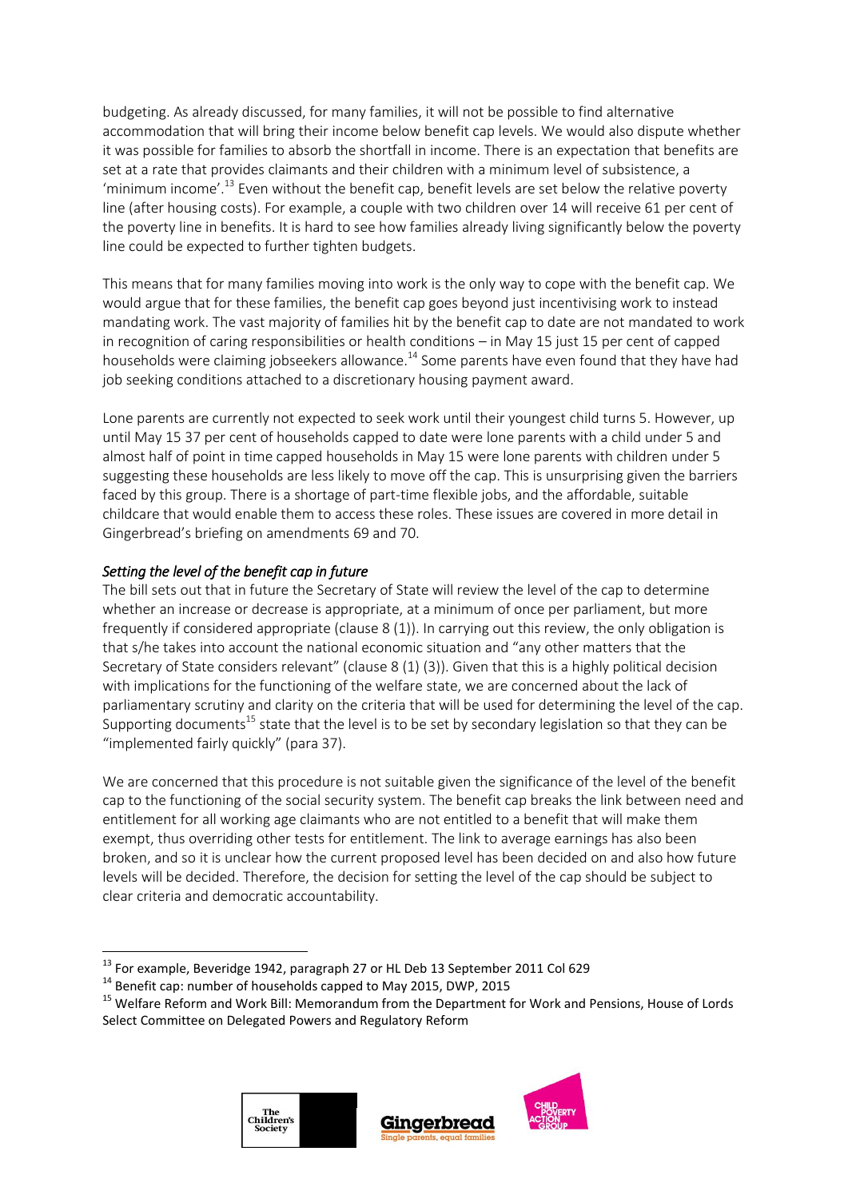budgeting. As already discussed, for many families, it will not be possible to find alternative accommodation that will bring their income below benefit cap levels. We would also dispute whether it was possible for families to absorb the shortfall in income. There is an expectation that benefits are set at a rate that provides claimants and their children with a minimum level of subsistence, a 'minimum income'.[13] Even without the benefit cap, benefit levels are set below the relative poverty line (after housing costs). For example, a couple with two children over 14 will receive 61 per cent of the poverty line in benefits. It is hard to see how families already living significantly below the poverty line could be expected to further tighten budgets.

This means that for many families moving into work is the only way to cope with the benefit cap. We would argue that for these families, the benefit cap goes beyond just incentivising work to instead mandating work. The vast majority of families hit by the benefit cap to date are not mandated to work in recognition of caring responsibilities or health conditions – in May 15 just 15 per cent of capped households were claiming jobseekers allowance.[14] Some parents have even found that they have had job seeking conditions attached to a discretionary housing payment award.

Lone parents are currently not expected to seek work until their youngest child turns 5. However, up until May 15 37 per cent of households capped to date were lone parents with a child under 5 and almost half of point in time capped households in May 15 were lone parents with children under 5 suggesting these households are less likely to move off the cap. This is unsurprising given the barriers faced by this group. There is a shortage of part-time flexible jobs, and the affordable, suitable childcare that would enable them to access these roles. These issues are covered in more detail in Gingerbread's briefing on amendments 69 and 70.

### *Setting the level of the benefit cap in future*

The bill sets out that in future the Secretary of State will review the level of the cap to determine whether an increase or decrease is appropriate, at a minimum of once per parliament, but more frequently if considered appropriate (clause 8 (1)). In carrying out this review, the only obligation is that s/he takes into account the national economic situation and "any other matters that the Secretary of State considers relevant" (clause 8 (1) (3)). Given that this is a highly political decision with implications for the functioning of the welfare state, we are concerned about the lack of parliamentary scrutiny and clarity on the criteria that will be used for determining the level of the cap. Supporting documents[15] state that the level is to be set by secondary legislation so that they can be "implemented fairly quickly" (para 37).

We are concerned that this procedure is not suitable given the significance of the level of the benefit cap to the functioning of the social security system. The benefit cap breaks the link between need and entitlement for all working age claimants who are not entitled to a benefit that will make them exempt, thus overriding other tests for entitlement. The link to average earnings has also been broken, and so it is unclear how the current proposed level has been decided on and also how future levels will be decided. Therefore, the decision for setting the level of the cap should be subject to clear criteria and democratic accountability.

---

[13] For example, Beveridge 1942, paragraph 27 or HL Deb 13 September 2011 Col 629

[14] Benefit cap: number of households capped to May 2015, DWP, 2015

[15] Welfare Reform and Work Bill: Memorandum from the Department for Work and Pensions, House of Lords Select Committee on Delegated Powers and Regulatory Reform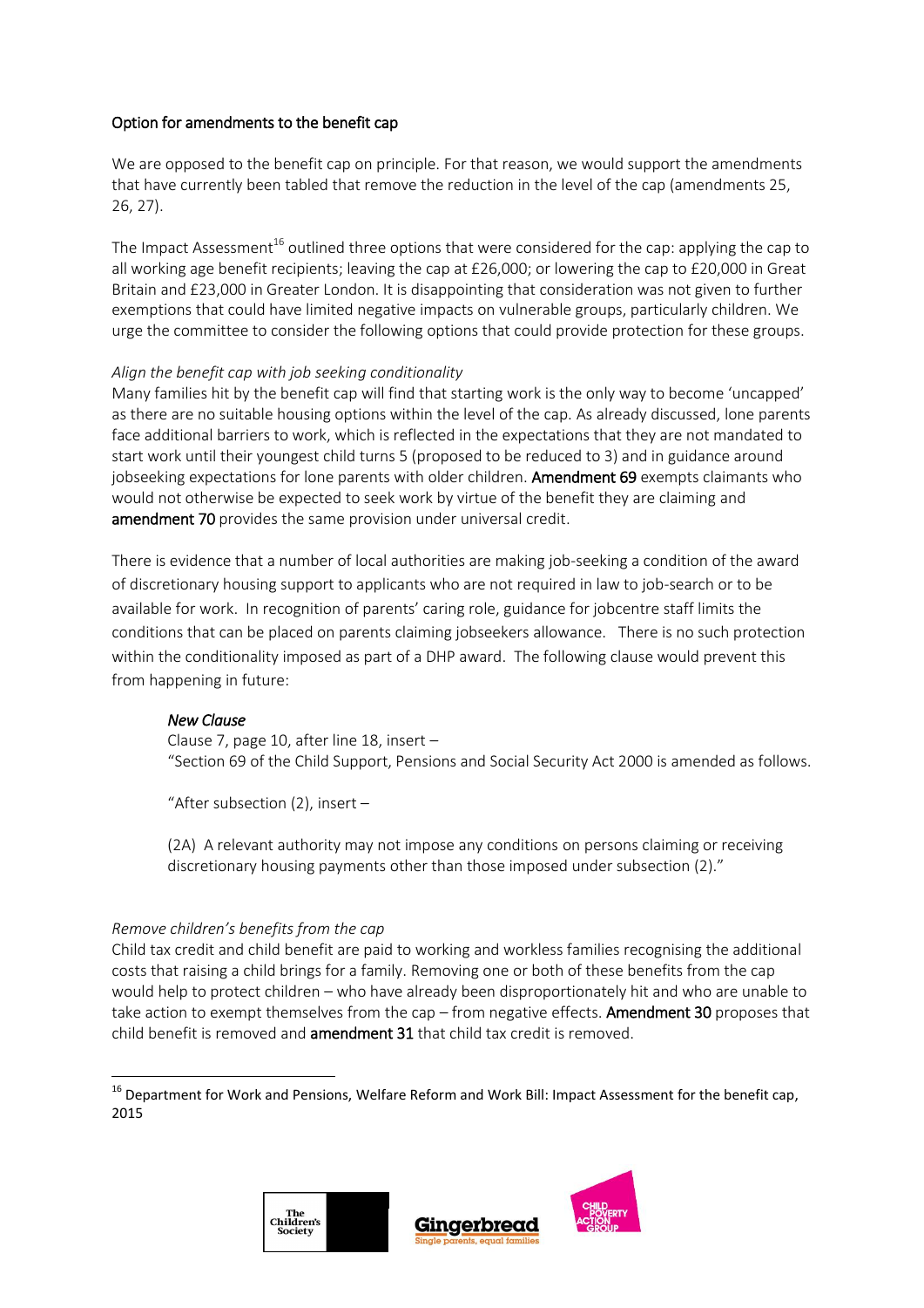Option for amendments to the benefit cap

We are opposed to the benefit cap on principle. For that reason, we would support the amendments that have currently been tabled that remove the reduction in the level of the cap (amendments 25, 26, 27).

The Impact Assessment[16] outlined three options that were considered for the cap: applying the cap to all working age benefit recipients; leaving the cap at £26,000; or lowering the cap to £20,000 in Great Britain and £23,000 in Greater London. It is disappointing that consideration was not given to further exemptions that could have limited negative impacts on vulnerable groups, particularly children. We urge the committee to consider the following options that could provide protection for these groups.

*Align the benefit cap with job seeking conditionality*

Many families hit by the benefit cap will find that starting work is the only way to become 'uncapped' as there are no suitable housing options within the level of the cap. As already discussed, lone parents face additional barriers to work, which is reflected in the expectations that they are not mandated to start work until their youngest child turns 5 (proposed to be reduced to 3) and in guidance around jobseeking expectations for lone parents with older children. **Amendment 69** exempts claimants who would not otherwise be expected to seek work by virtue of the benefit they are claiming and **amendment 70** provides the same provision under universal credit.

There is evidence that a number of local authorities are making job-seeking a condition of the award of discretionary housing support to applicants who are not required in law to job-search or to be available for work. In recognition of parents' caring role, guidance for jobcentre staff limits the conditions that can be placed on parents claiming jobseekers allowance. There is no such protection within the conditionality imposed as part of a DHP award. The following clause would prevent this from happening in future:

> *New Clause*
>
> Clause 7, page 10, after line 18, insert –
> "Section 69 of the Child Support, Pensions and Social Security Act 2000 is amended as follows.
>
> "After subsection (2), insert –
>
> (2A) A relevant authority may not impose any conditions on persons claiming or receiving discretionary housing payments other than those imposed under subsection (2)."

*Remove children's benefits from the cap*

Child tax credit and child benefit are paid to working and workless families recognising the additional costs that raising a child brings for a family. Removing one or both of these benefits from the cap would help to protect children – who have already been disproportionately hit and who are unable to take action to exempt themselves from the cap – from negative effects. **Amendment 30** proposes that child benefit is removed and **amendment 31** that child tax credit is removed.

[16] Department for Work and Pensions, Welfare Reform and Work Bill: Impact Assessment for the benefit cap, 2015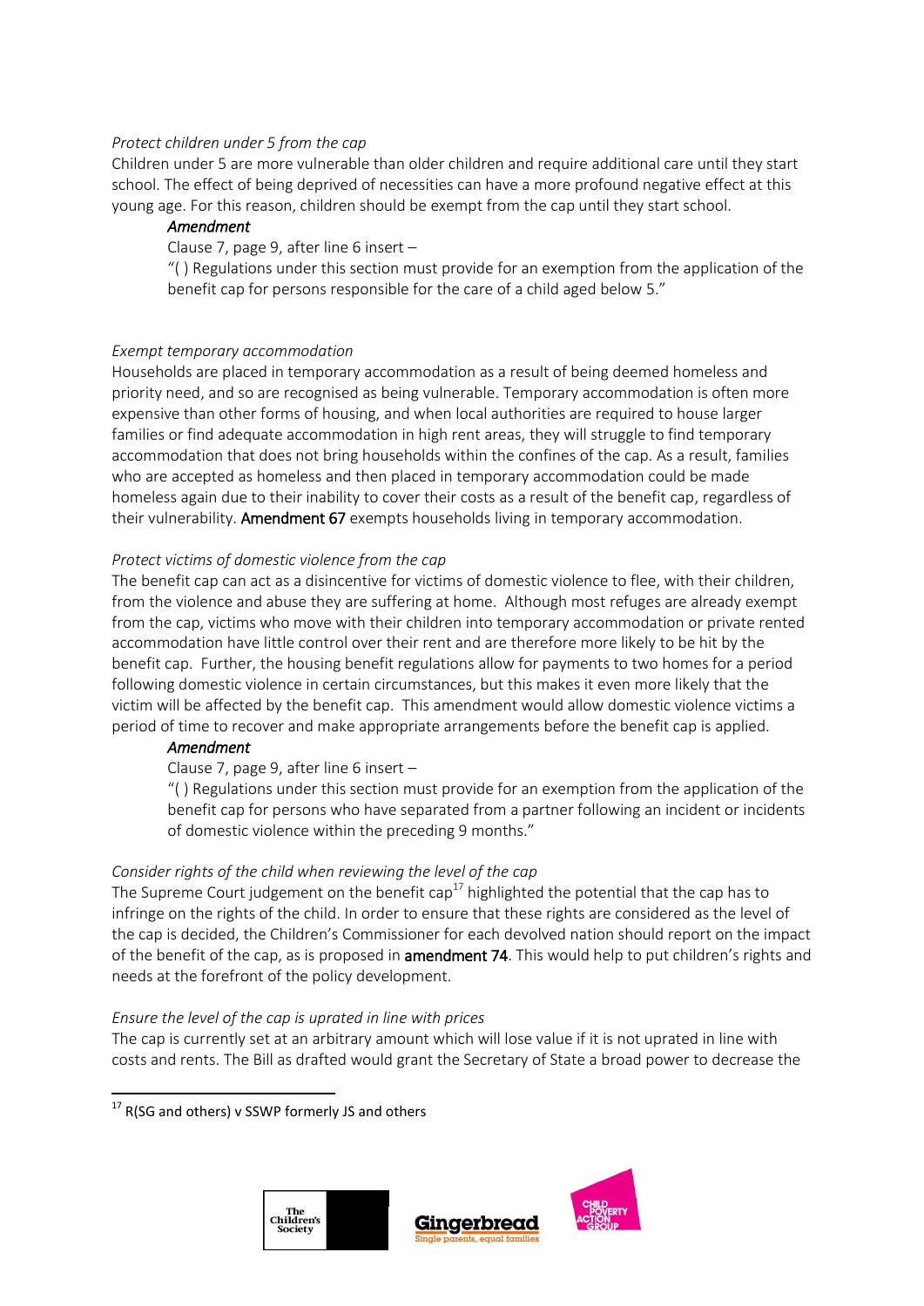*Protect children under 5 from the cap*

Children under 5 are more vulnerable than older children and require additional care until they start school. The effect of being deprived of necessities can have a more profound negative effect at this young age. For this reason, children should be exempt from the cap until they start school.

> ***Amendment***
>
> Clause 7, page 9, after line 6 insert –
>
> "( ) Regulations under this section must provide for an exemption from the application of the benefit cap for persons responsible for the care of a child aged below 5."

*Exempt temporary accommodation*

Households are placed in temporary accommodation as a result of being deemed homeless and priority need, and so are recognised as being vulnerable. Temporary accommodation is often more expensive than other forms of housing, and when local authorities are required to house larger families or find adequate accommodation in high rent areas, they will struggle to find temporary accommodation that does not bring households within the confines of the cap. As a result, families who are accepted as homeless and then placed in temporary accommodation could be made homeless again due to their inability to cover their costs as a result of the benefit cap, regardless of their vulnerability. **Amendment 67** exempts households living in temporary accommodation.

*Protect victims of domestic violence from the cap*

The benefit cap can act as a disincentive for victims of domestic violence to flee, with their children, from the violence and abuse they are suffering at home. Although most refuges are already exempt from the cap, victims who move with their children into temporary accommodation or private rented accommodation have little control over their rent and are therefore more likely to be hit by the benefit cap. Further, the housing benefit regulations allow for payments to two homes for a period following domestic violence in certain circumstances, but this makes it even more likely that the victim will be affected by the benefit cap. This amendment would allow domestic violence victims a period of time to recover and make appropriate arrangements before the benefit cap is applied.

> ***Amendment***
>
> Clause 7, page 9, after line 6 insert –
>
> "( ) Regulations under this section must provide for an exemption from the application of the benefit cap for persons who have separated from a partner following an incident or incidents of domestic violence within the preceding 9 months."

*Consider rights of the child when reviewing the level of the cap*

The Supreme Court judgement on the benefit cap[17] highlighted the potential that the cap has to infringe on the rights of the child. In order to ensure that these rights are considered as the level of the cap is decided, the Children's Commissioner for each devolved nation should report on the impact of the benefit of the cap, as is proposed in **amendment 74**. This would help to put children's rights and needs at the forefront of the policy development.

*Ensure the level of the cap is uprated in line with prices*

The cap is currently set at an arbitrary amount which will lose value if it is not uprated in line with costs and rents. The Bill as drafted would grant the Secretary of State a broad power to decrease the

---

[17] R(SG and others) v SSWP formerly JS and others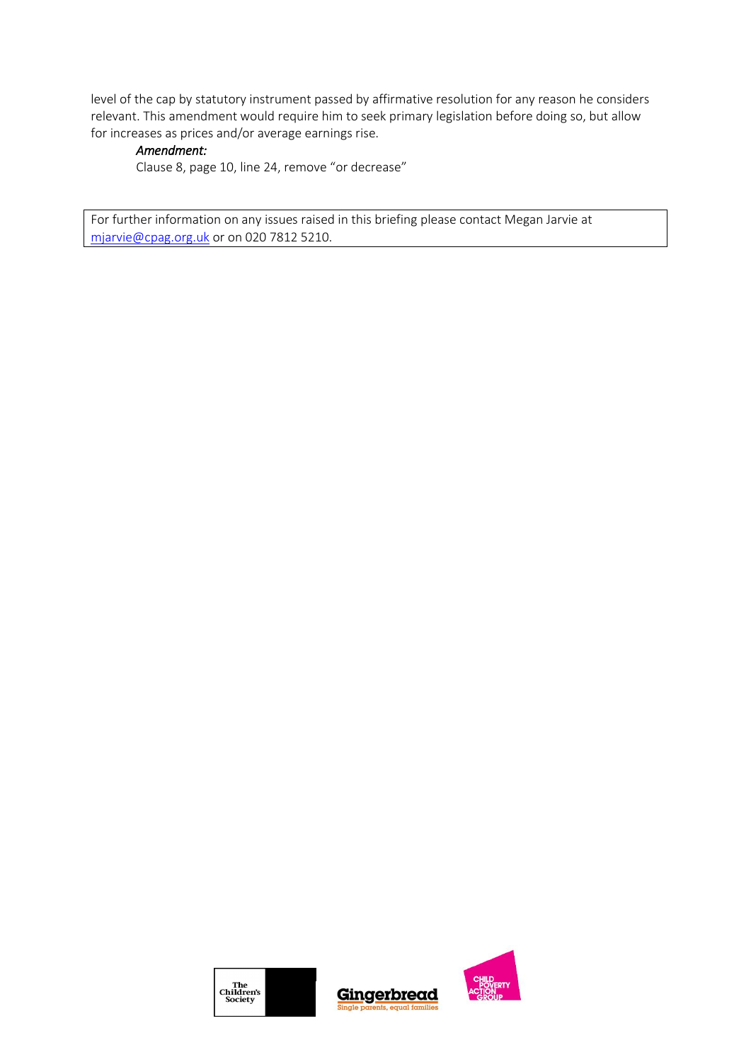level of the cap by statutory instrument passed by affirmative resolution for any reason he considers relevant. This amendment would require him to seek primary legislation before doing so, but allow for increases as prices and/or average earnings rise.

*Amendment:*

Clause 8, page 10, line 24, remove "or decrease"

For further information on any issues raised in this briefing please contact Megan Jarvie at [mjarvie@cpag.org.uk](mailto:mjarvie@cpag.org.uk) or on 020 7812 5210.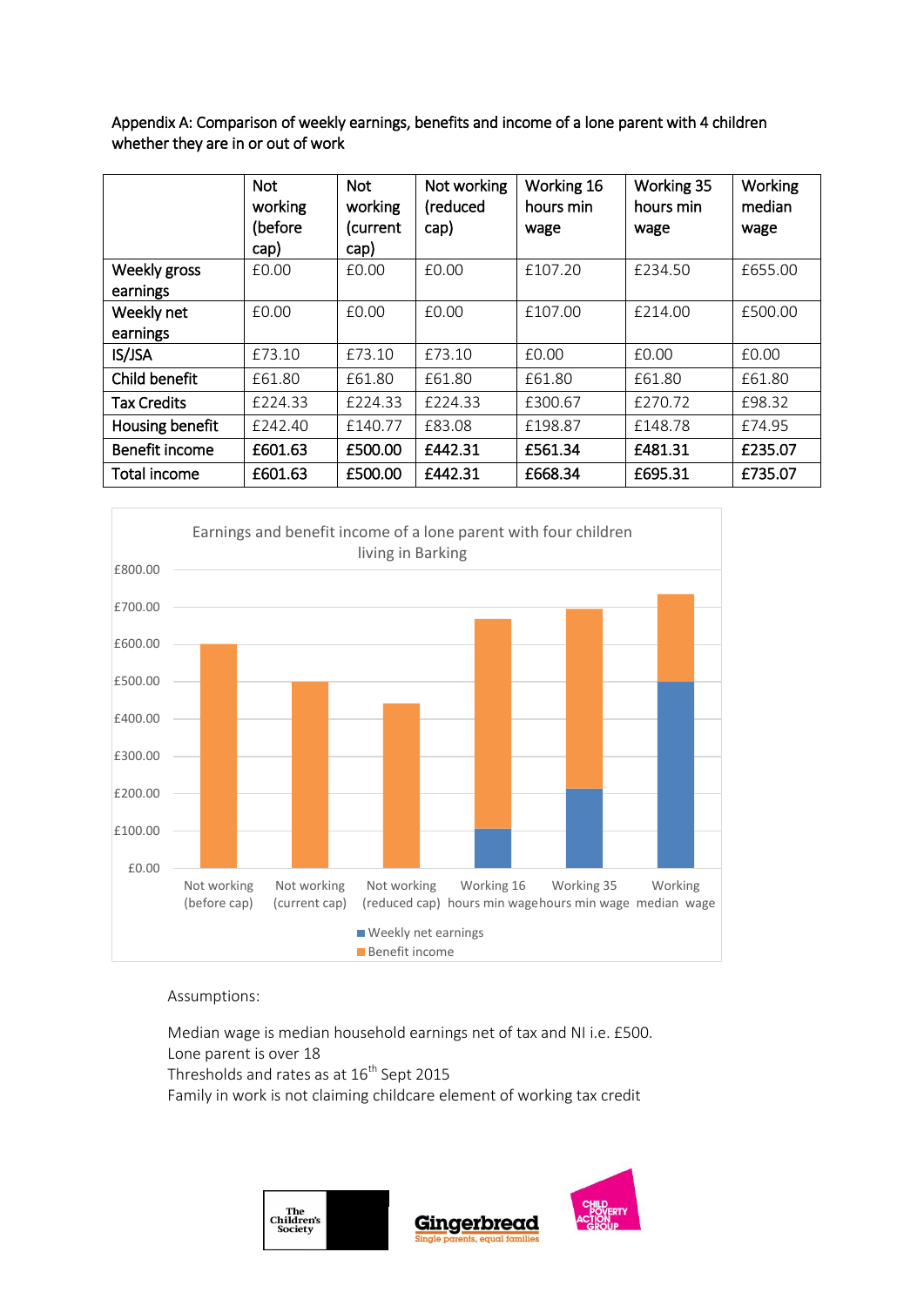Appendix A: Comparison of weekly earnings, benefits and income of a lone parent with 4 children whether they are in or out of work

| | Not working (before cap) | Not working (current cap) | Not working (reduced cap) | Working 16 hours min wage | Working 35 hours min wage | Working median wage |
|---|---|---|---|---|---|---|
| Weekly gross earnings | £0.00 | £0.00 | £0.00 | £107.20 | £234.50 | £655.00 |
| Weekly net earnings | £0.00 | £0.00 | £0.00 | £107.00 | £214.00 | £500.00 |
| IS/JSA | £73.10 | £73.10 | £73.10 | £0.00 | £0.00 | £0.00 |
| Child benefit | £61.80 | £61.80 | £61.80 | £61.80 | £61.80 | £61.80 |
| Tax Credits | £224.33 | £224.33 | £224.33 | £300.67 | £270.72 | £98.32 |
| Housing benefit | £242.40 | £140.77 | £83.08 | £198.87 | £148.78 | £74.95 |
| **Benefit income** | **£601.63** | **£500.00** | **£442.31** | **£561.34** | **£481.31** | **£235.07** |
| **Total income** | **£601.63** | **£500.00** | **£442.31** | **£668.34** | **£695.31** | **£735.07** |

Earnings and benefit income of a lone parent with four children living in Barking

£800.00
£700.00
£600.00
£500.00
£400.00
£300.00
£200.00
£100.00
£0.00

Not working (before cap)
Not working (current cap)
Not working (reduced cap)
Working 16 hours min wage
Working 35 hours min wage
Working median wage

Weekly net earnings
Benefit income

Assumptions:

Median wage is median household earnings net of tax and NI i.e. £500.
Lone parent is over 18
Thresholds and rates as at 16th Sept 2015
Family in work is not claiming childcare element of working tax credit